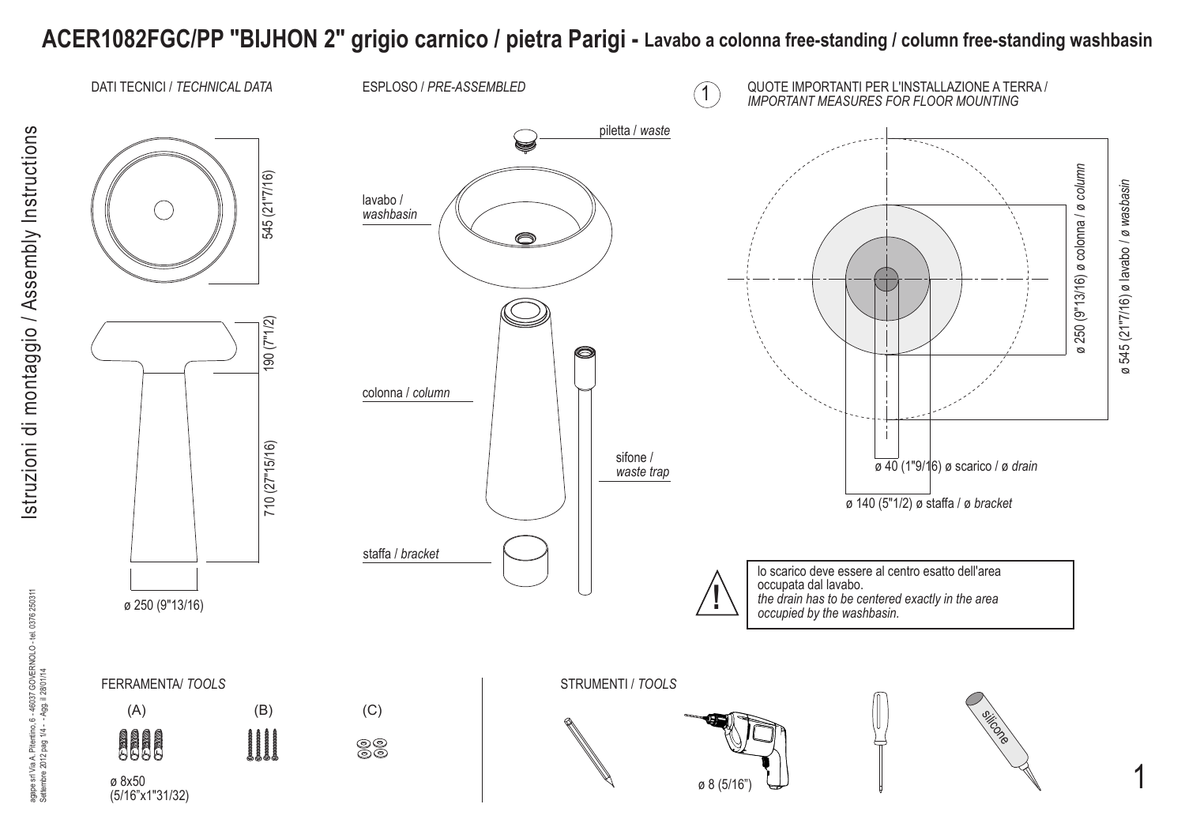# ACER1082FGC/PP "BIJHON 2" grigio carnico / pietra Parigi - Lavabo a colonna free-standing / column free-standing washbasin

Istruzioni di montaggio / Assembly Instructions

## DATI TECNICI / *TECHNICAL DATA*

545 (21"7/16)

190 (7"1/2)

710 (27"15/16)

ø 250 (9"13/16)

## ESPLOSO / *PRE-ASSEMBLED*

- piletta / *waste*
- lavabo / *washbasin*
- colonna / *column*
- sifone / *waste trap*
- staffa / *bracket*

## 1 QUOTE IMPORTANTI PER L'INSTALLAZIONE A TERRA / *IMPORTANT MEASURES FOR FLOOR MOUNTING*

- ø 250 (9"13/16) ø colonna / ø *column*
- ø 545 (21"7/16) ø lavabo / ø *wasbasin*
- ø 40 (1"9/16) ø scarico / ø *drain*
- ø 140 (5"1/2) ø staffa / ø *bracket*

**!** lo scarico deve essere al centro esatto dell'area occupata dal lavabo.
*the drain has to be centered exactly in the area occupied by the washbasin.*

## FERRAMENTA/ *TOOLS*

(A) (B) (C)

ø 8x50
(5/16"x1"31/32)

## STRUMENTI / *TOOLS*

ø 8 (5/16")

silicone

agape srl Via A. Pitentino, 6 - 46037 GOVERNOLO - tel. 0376 250311
Settembre 2012 pag 1/4 - - Agg. il 28/01/14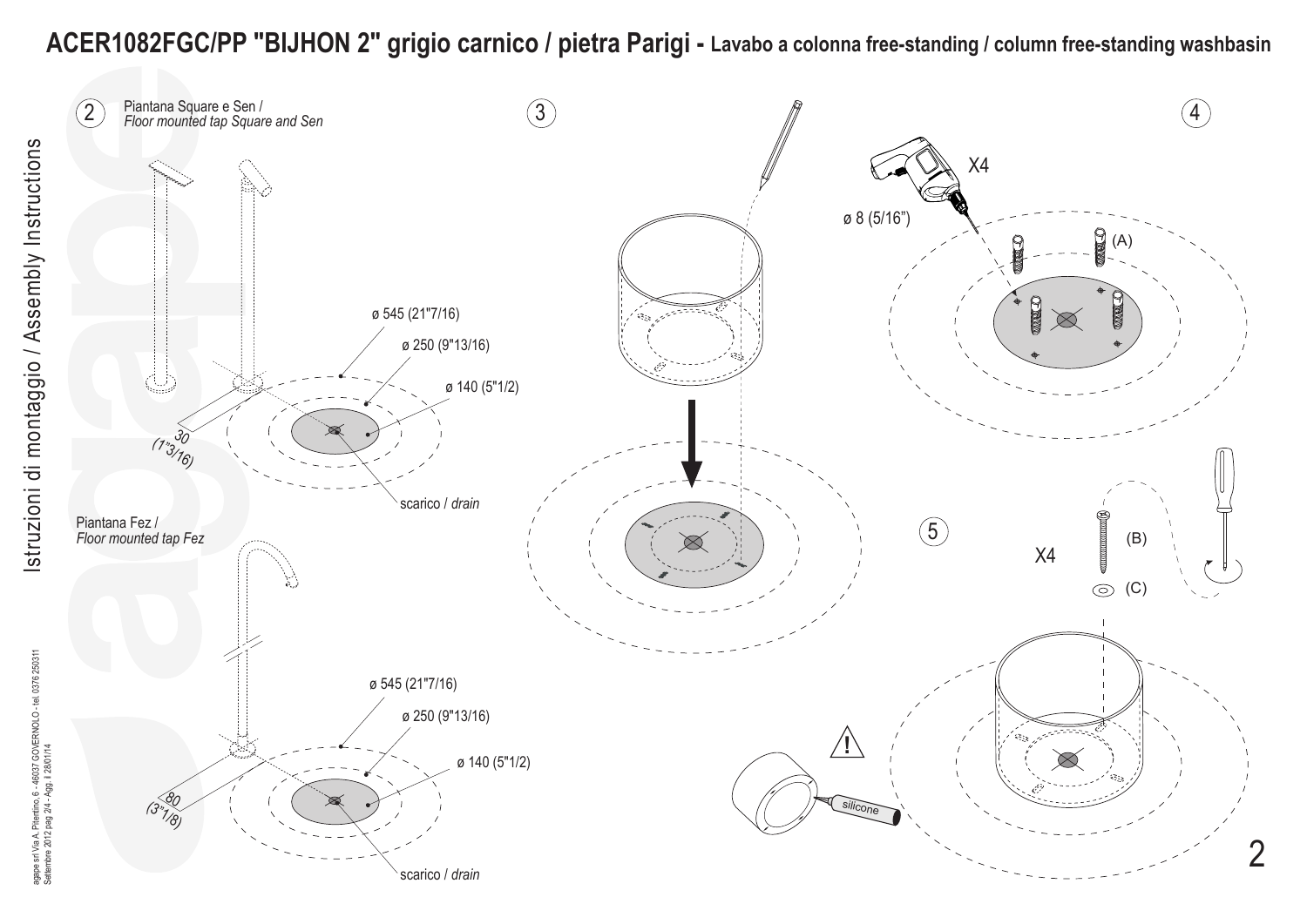# ACER1082FGC/PP "BIJHON 2" grigio carnico / pietra Parigi - Lavabo a colonna free-standing / column free-standing washbasin

Istruzioni di montaggio / Assembly Instructions

**2**

Piantana Square e Sen /
*Floor mounted tap Square and Sen*

ø 545 (21"7/16)

ø 250 (9"13/16)

ø 140 (5"1/2)

30
(1"3/16)

scarico / *drain*

Piantana Fez /
*Floor mounted tap Fez*

ø 545 (21"7/16)

ø 250 (9"13/16)

ø 140 (5"1/2)

80
(3"1/8)

scarico / *drain*

**3**

**4**

X4

ø 8 (5/16")

(A)

**5**

X4

(B)

(C)

silicone

agape srl Via A. Pitentino, 6 - 46037 GOVERNOLO - tel. 0376 250311
Settembre 2012 pag 2/4 - Agg. il 28/01/14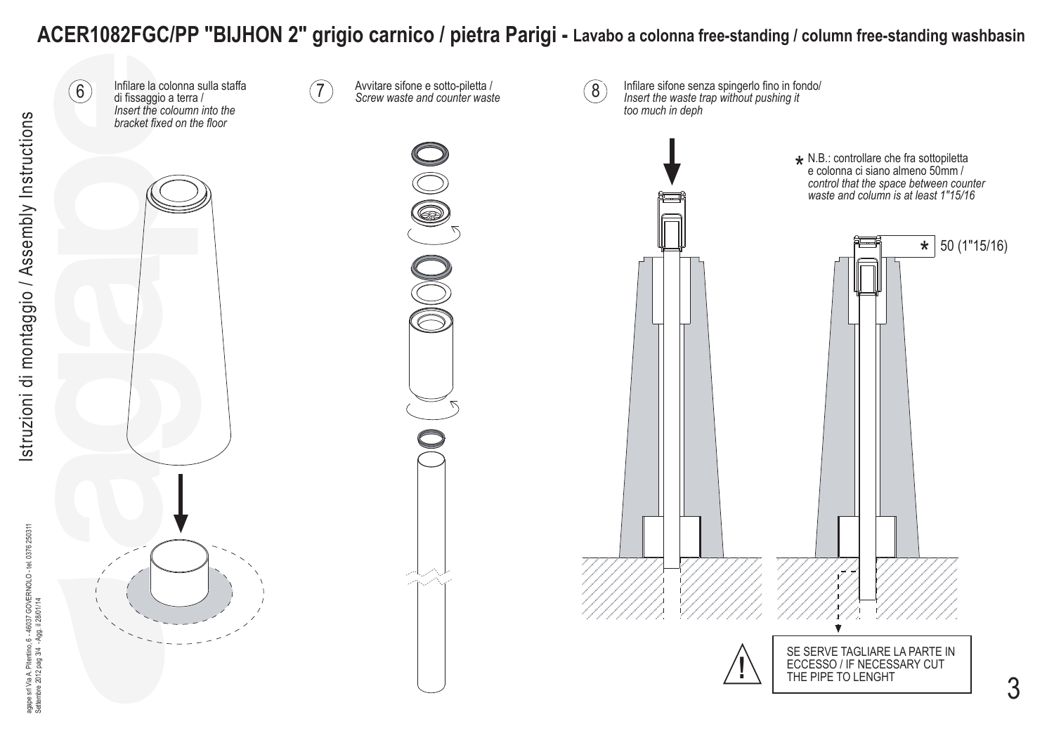# ACER1082FGC/PP "BIJHON 2" grigio carnico / pietra Parigi - Lavabo a colonna free-standing / column free-standing washbasin

Istruzioni di montaggio / Assembly Instructions

6. Infilare la colonna sulla staffa di fissaggio a terra / *Insert the coloumn into the bracket fixed on the floor*

7. Avvitare sifone e sotto-piletta / *Screw waste and counter waste*

8. Infilare sifone senza spingerlo fino in fondo/ *Insert the waste trap without pushing it too much in deph*

\* N.B.: controllare che fra sottopiletta e colonna ci siano almeno 50mm / *control that the space between counter waste and column is at least 1"15/16*

\* 50 (1"15/16)

SE SERVE TAGLIARE LA PARTE IN ECCESSO / IF NECESSARY CUT THE PIPE TO LENGHT

agape srl Via A. Pitentino, 6 - 46037 GOVERNOLO - tel. 0376 250311
Settembre 2012 pag 3/4 - Agg. il 28/01/14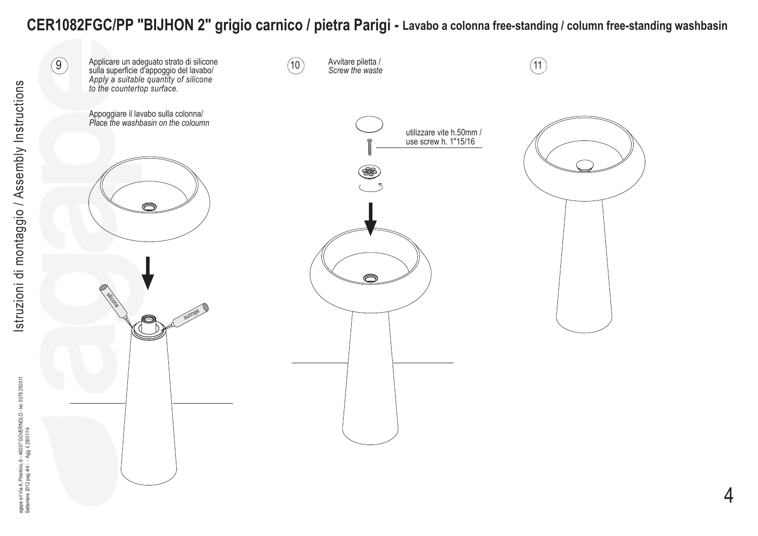# CER1082FGC/PP "BIJHON 2" grigio carnico / pietra Parigi - Lavabo a colonna free-standing / column free-standing washbasin

Istruzioni di montaggio / Assembly Instructions

9

Applicare un adeguato strato di silicone sulla superficie d'appoggio del lavabo/
*Apply a suitable quantity of silicone to the countertop surface.*

Appoggiare il lavabo sulla colonna/
*Place the washbasin on the coloumn*

silicone

silicone

10

Avvitare piletta /
*Screw the waste*

utilizzare vite h.50mm /
use screw h. 1"15/16

11

agape srl Via A. Pitentino, 6 - 46037 GOVERNOLO - tel. 0376 250311
Settembre 2012 pag 4/4 - - Agg. il 28/01/14